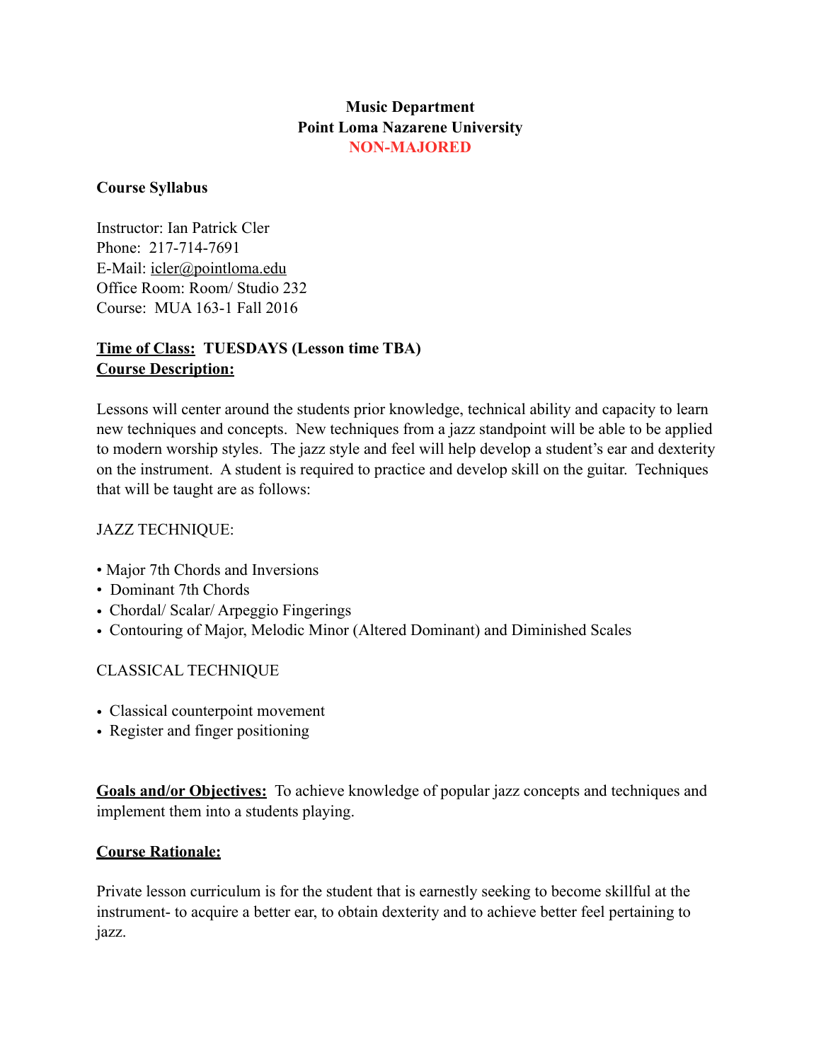**Music Department**
**Point Loma Nazarene University**
**NON-MAJORED**

**Course Syllabus**

Instructor: Ian Patrick Cler
Phone: 217-714-7691
E-Mail: icler@pointloma.edu
Office Room: Room/ Studio 232
Course: MUA 163-1 Fall 2016

**Time of Class: TUESDAYS (Lesson time TBA)**
**Course Description:**

Lessons will center around the students prior knowledge, technical ability and capacity to learn new techniques and concepts. New techniques from a jazz standpoint will be able to be applied to modern worship styles. The jazz style and feel will help develop a student's ear and dexterity on the instrument. A student is required to practice and develop skill on the guitar. Techniques that will be taught are as follows:

JAZZ TECHNIQUE:

- Major 7th Chords and Inversions
- Dominant 7th Chords
- Chordal/ Scalar/ Arpeggio Fingerings
- Contouring of Major, Melodic Minor (Altered Dominant) and Diminished Scales

CLASSICAL TECHNIQUE

- Classical counterpoint movement
- Register and finger positioning

**Goals and/or Objectives:** To achieve knowledge of popular jazz concepts and techniques and implement them into a students playing.

**Course Rationale:**

Private lesson curriculum is for the student that is earnestly seeking to become skillful at the instrument- to acquire a better ear, to obtain dexterity and to achieve better feel pertaining to jazz.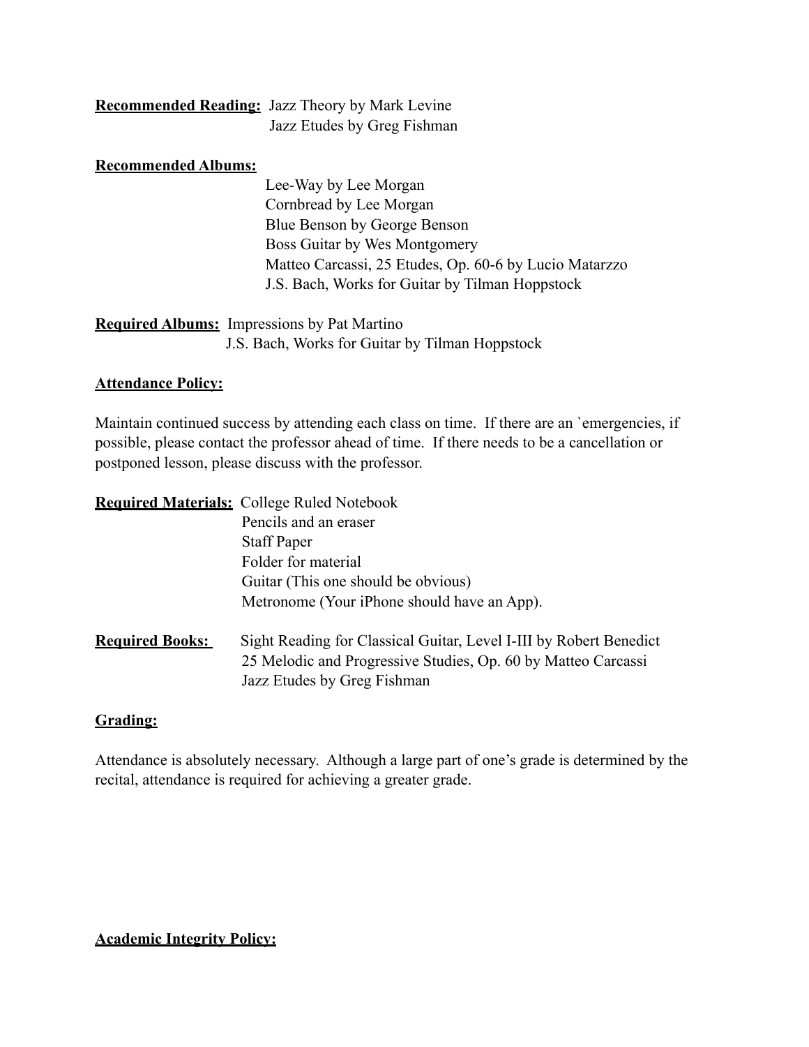**Recommended Reading:** Jazz Theory by Mark Levine
Jazz Etudes by Greg Fishman

**Recommended Albums:**
Lee-Way by Lee Morgan
Cornbread by Lee Morgan
Blue Benson by George Benson
Boss Guitar by Wes Montgomery
Matteo Carcassi, 25 Etudes, Op. 60-6 by Lucio Matarzzo
J.S. Bach, Works for Guitar by Tilman Hoppstock

**Required Albums:** Impressions by Pat Martino
J.S. Bach, Works for Guitar by Tilman Hoppstock

**Attendance Policy:**

Maintain continued success by attending each class on time. If there are an `emergencies, if possible, please contact the professor ahead of time. If there needs to be a cancellation or postponed lesson, please discuss with the professor.

**Required Materials:** College Ruled Notebook
Pencils and an eraser
Staff Paper
Folder for material
Guitar (This one should be obvious)
Metronome (Your iPhone should have an App).

**Required Books:** Sight Reading for Classical Guitar, Level I-III by Robert Benedict
25 Melodic and Progressive Studies, Op. 60 by Matteo Carcassi
Jazz Etudes by Greg Fishman

**Grading:**

Attendance is absolutely necessary. Although a large part of one's grade is determined by the recital, attendance is required for achieving a greater grade.

**Academic Integrity Policy:**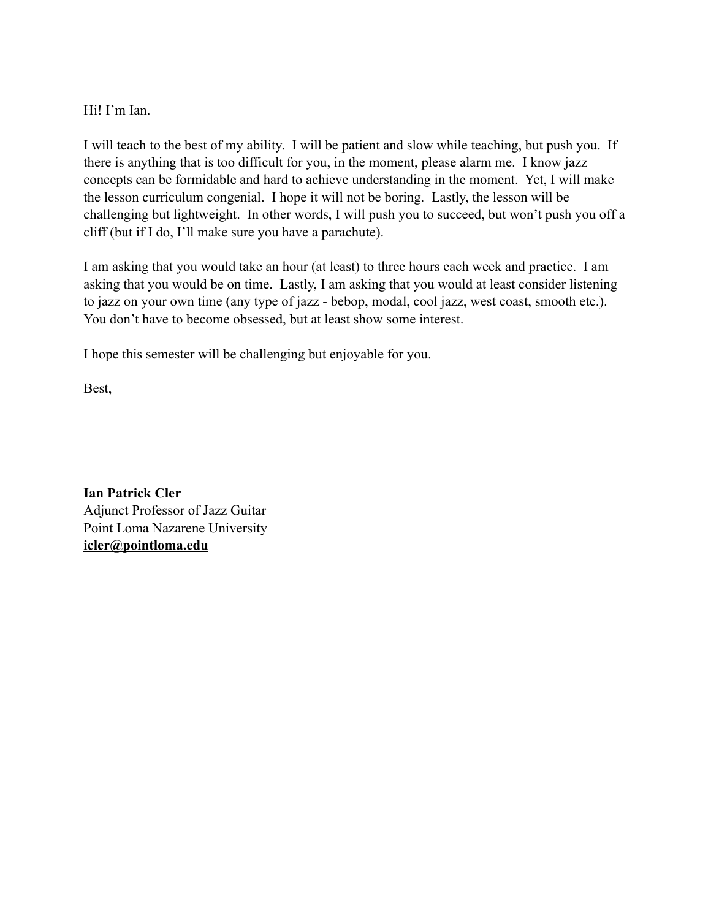Hi! I'm Ian.

I will teach to the best of my ability. I will be patient and slow while teaching, but push you. If there is anything that is too difficult for you, in the moment, please alarm me. I know jazz concepts can be formidable and hard to achieve understanding in the moment. Yet, I will make the lesson curriculum congenial. I hope it will not be boring. Lastly, the lesson will be challenging but lightweight. In other words, I will push you to succeed, but won't push you off a cliff (but if I do, I'll make sure you have a parachute).

I am asking that you would take an hour (at least) to three hours each week and practice. I am asking that you would be on time. Lastly, I am asking that you would at least consider listening to jazz on your own time (any type of jazz - bebop, modal, cool jazz, west coast, smooth etc.). You don't have to become obsessed, but at least show some interest.

I hope this semester will be challenging but enjoyable for you.

Best,

**Ian Patrick Cler**
Adjunct Professor of Jazz Guitar
Point Loma Nazarene University
**icler@pointloma.edu**